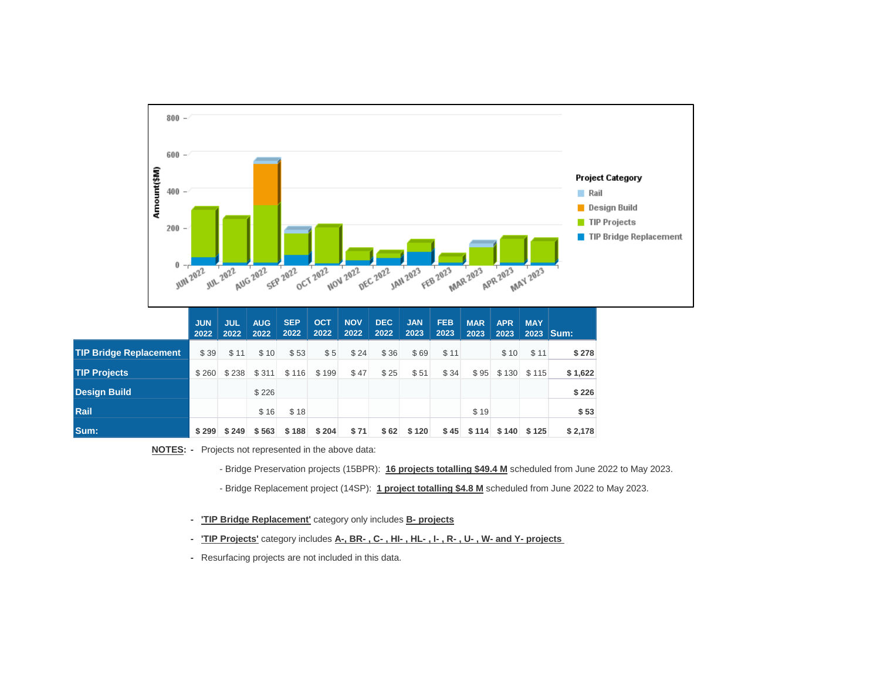| | JUN 2022 | JUL 2022 | AUG 2022 | SEP 2022 | OCT 2022 | NOV 2022 | DEC 2022 | JAN 2023 | FEB 2023 | MAR 2023 | APR 2023 | MAY 2023 | Sum: |
|---|---|---|---|---|---|---|---|---|---|---|---|---|---|
| **TIP Bridge Replacement** | $ 39 | $ 11 | $ 10 | $ 53 | $ 5 | $ 24 | $ 36 | $ 69 | $ 11 | | $ 10 | $ 11 | **$ 278** |
| **TIP Projects** | $ 260 | $ 238 | $ 311 | $ 116 | $ 199 | $ 47 | $ 25 | $ 51 | $ 34 | $ 95 | $ 130 | $ 115 | **$ 1,622** |
| **Design Build** | | | $ 226 | | | | | | | | | | **$ 226** |
| **Rail** | | | $ 16 | $ 18 | | | | | | $ 19 | | | **$ 53** |
| **Sum:** | **$ 299** | **$ 249** | **$ 563** | **$ 188** | **$ 204** | **$ 71** | **$ 62** | **$ 120** | **$ 45** | **$ 114** | **$ 140** | **$ 125** | **$ 2,178** |

**NOTES:** - Projects not represented in the above data:

- Bridge Preservation projects (15BPR): **16 projects totalling $49.4 M** scheduled from June 2022 to May 2023.
- Bridge Replacement project (14SP): **1 project totalling $4.8 M** scheduled from June 2022 to May 2023.

- **'TIP Bridge Replacement'** category only includes **B- projects**
- **'TIP Projects'** category includes **A-, BR- , C- , HI- , HL- , I- , R- , U- , W- and Y- projects**
- Resurfacing projects are not included in this data.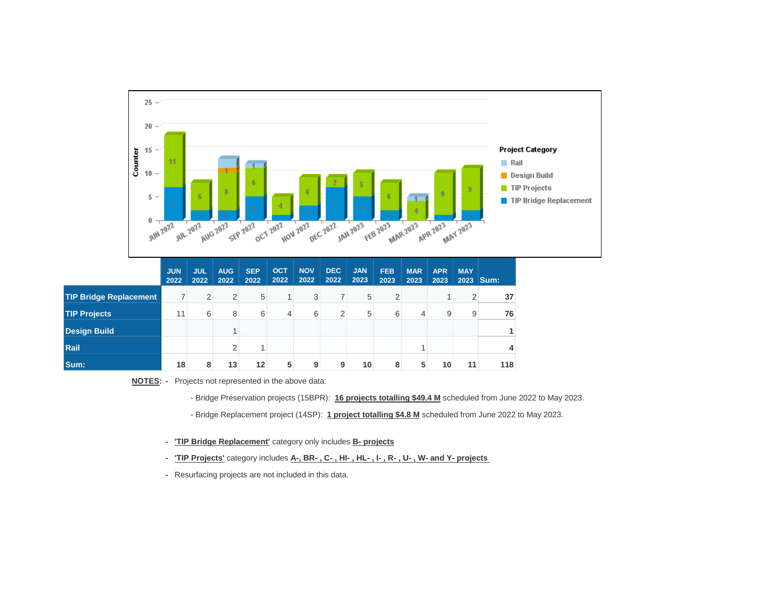| | JUN 2022 | JUL 2022 | AUG 2022 | SEP 2022 | OCT 2022 | NOV 2022 | DEC 2022 | JAN 2023 | FEB 2023 | MAR 2023 | APR 2023 | MAY 2023 | Sum: |
|---|---|---|---|---|---|---|---|---|---|---|---|---|---|
| TIP Bridge Replacement | 7 | 2 | 2 | 5 | 1 | 3 | 7 | 5 | 2 | | 1 | 2 | **37** |
| TIP Projects | 11 | 6 | 8 | 6 | 4 | 6 | 2 | 5 | 6 | 4 | 9 | 9 | **76** |
| Design Build | | | 1 | | | | | | | | | | **1** |
| Rail | | | 2 | 1 | | | | | | 1 | | | **4** |
| **Sum:** | **18** | **8** | **13** | **12** | **5** | **9** | **9** | **10** | **8** | **5** | **10** | **11** | **118** |

**NOTES**: - Projects not represented in the above data:

- Bridge Preservation projects (15BPR): **16 projects totalling $49.4 M** scheduled from June 2022 to May 2023.

- Bridge Replacement project (14SP): **1 project totalling $4.8 M** scheduled from June 2022 to May 2023.

- **'TIP Bridge Replacement'** category only includes **B- projects**
- **'TIP Projects'** category includes **A-, BR- , C- , HI- , HL- , I- , R- , U- , W- and Y- projects**
- Resurfacing projects are not included in this data.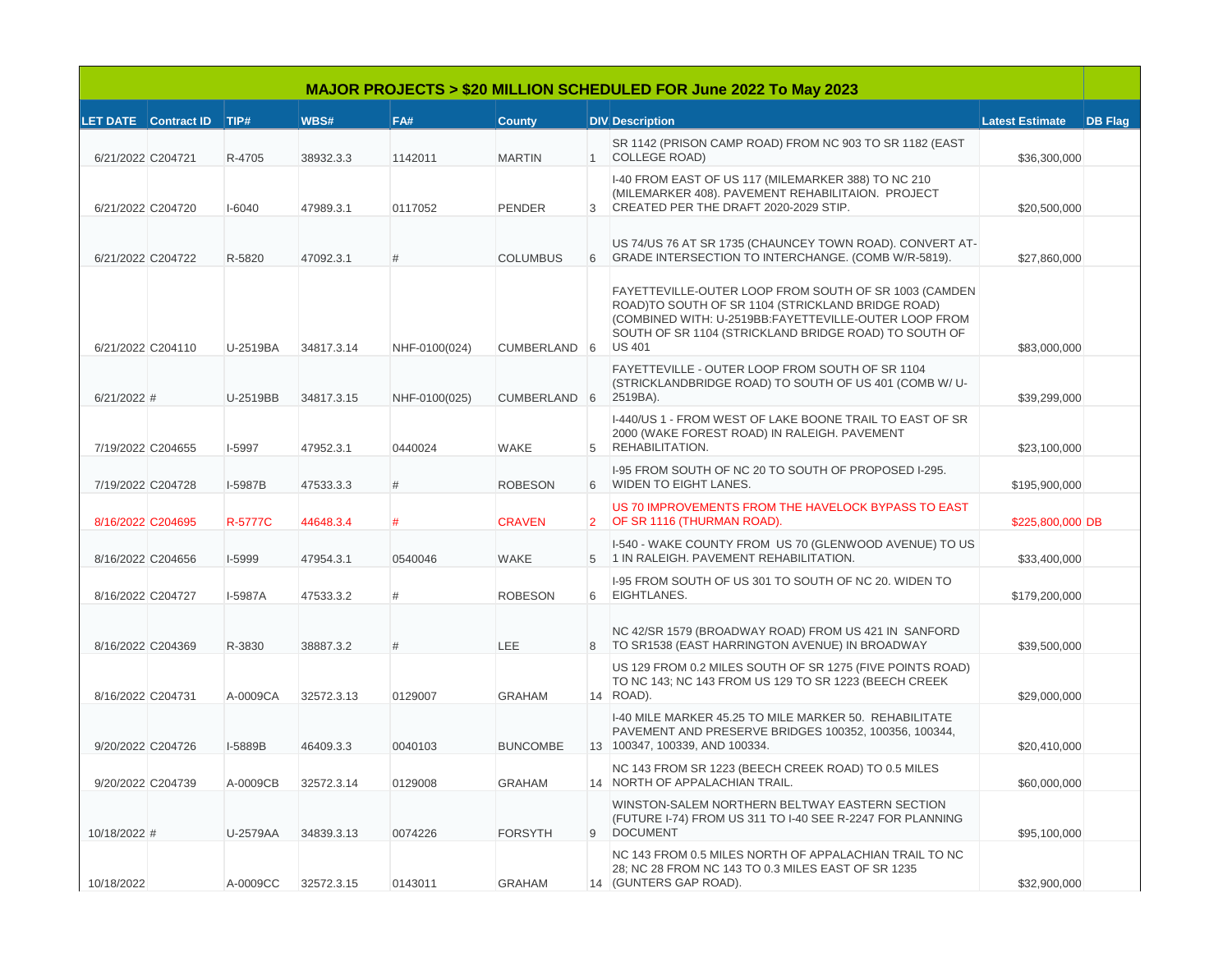| MAJOR PROJECTS > $20 MILLION SCHEDULED FOR June 2022 To May 2023 | | | | | | | | | |
|---|---|---|---|---|---|---|---|---|---|
| **LET DATE** | **Contract ID** | **TIP#** | **WBS#** | **FA#** | **County** | **DIV** | **Description** | **Latest Estimate** | **DB Flag** |
| 6/21/2022 | C204721 | R-4705 | 38932.3.3 | 1142011 | MARTIN | 1 | SR 1142 (PRISON CAMP ROAD) FROM NC 903 TO SR 1182 (EAST COLLEGE ROAD) | $36,300,000 | |
| 6/21/2022 | C204720 | I-6040 | 47989.3.1 | 0117052 | PENDER | 3 | I-40 FROM EAST OF US 117 (MILEMARKER 388) TO NC 210 (MILEMARKER 408). PAVEMENT REHABILITAION. PROJECT CREATED PER THE DRAFT 2020-2029 STIP. | $20,500,000 | |
| 6/21/2022 | C204722 | R-5820 | 47092.3.1 | # | COLUMBUS | 6 | US 74/US 76 AT SR 1735 (CHAUNCEY TOWN ROAD). CONVERT AT-GRADE INTERSECTION TO INTERCHANGE. (COMB W/R-5819). | $27,860,000 | |
| 6/21/2022 | C204110 | U-2519BA | 34817.3.14 | NHF-0100(024) | CUMBERLAND | 6 | FAYETTEVILLE-OUTER LOOP FROM SOUTH OF SR 1003 (CAMDEN ROAD)TO SOUTH OF SR 1104 (STRICKLAND BRIDGE ROAD) (COMBINED WITH: U-2519BB:FAYETTEVILLE-OUTER LOOP FROM SOUTH OF SR 1104 (STRICKLAND BRIDGE ROAD) TO SOUTH OF US 401 | $83,000,000 | |
| 6/21/2022 | # | U-2519BB | 34817.3.15 | NHF-0100(025) | CUMBERLAND | 6 | FAYETTEVILLE - OUTER LOOP FROM SOUTH OF SR 1104 (STRICKLANDBRIDGE ROAD) TO SOUTH OF US 401 (COMB W/ U-2519BA). | $39,299,000 | |
| 7/19/2022 | C204655 | I-5997 | 47952.3.1 | 0440024 | WAKE | 5 | I-440/US 1 - FROM WEST OF LAKE BOONE TRAIL TO EAST OF SR 2000 (WAKE FOREST ROAD) IN RALEIGH. PAVEMENT REHABILITATION. | $23,100,000 | |
| 7/19/2022 | C204728 | I-5987B | 47533.3.3 | # | ROBESON | 6 | I-95 FROM SOUTH OF NC 20 TO SOUTH OF PROPOSED I-295. WIDEN TO EIGHT LANES. | $195,900,000 | |
| 8/16/2022 | C204695 | R-5777C | 44648.3.4 | # | CRAVEN | 2 | US 70 IMPROVEMENTS FROM THE HAVELOCK BYPASS TO EAST OF SR 1116 (THURMAN ROAD). | $225,800,000 | DB |
| 8/16/2022 | C204656 | I-5999 | 47954.3.1 | 0540046 | WAKE | 5 | I-540 - WAKE COUNTY FROM US 70 (GLENWOOD AVENUE) TO US 1 IN RALEIGH. PAVEMENT REHABILITATION. | $33,400,000 | |
| 8/16/2022 | C204727 | I-5987A | 47533.3.2 | # | ROBESON | 6 | I-95 FROM SOUTH OF US 301 TO SOUTH OF NC 20. WIDEN TO EIGHTLANES. | $179,200,000 | |
| 8/16/2022 | C204369 | R-3830 | 38887.3.2 | # | LEE | 8 | NC 42/SR 1579 (BROADWAY ROAD) FROM US 421 IN SANFORD TO SR1538 (EAST HARRINGTON AVENUE) IN BROADWAY | $39,500,000 | |
| 8/16/2022 | C204731 | A-0009CA | 32572.3.13 | 0129007 | GRAHAM | 14 | US 129 FROM 0.2 MILES SOUTH OF SR 1275 (FIVE POINTS ROAD) TO NC 143; NC 143 FROM US 129 TO SR 1223 (BEECH CREEK ROAD). | $29,000,000 | |
| 9/20/2022 | C204726 | I-5889B | 46409.3.3 | 0040103 | BUNCOMBE | 13 | I-40 MILE MARKER 45.25 TO MILE MARKER 50. REHABILITATE PAVEMENT AND PRESERVE BRIDGES 100352, 100356, 100344, 100347, 100339, AND 100334. | $20,410,000 | |
| 9/20/2022 | C204739 | A-0009CB | 32572.3.14 | 0129008 | GRAHAM | 14 | NC 143 FROM SR 1223 (BEECH CREEK ROAD) TO 0.5 MILES NORTH OF APPALACHIAN TRAIL. | $60,000,000 | |
| 10/18/2022 | # | U-2579AA | 34839.3.13 | 0074226 | FORSYTH | 9 | WINSTON-SALEM NORTHERN BELTWAY EASTERN SECTION (FUTURE I-74) FROM US 311 TO I-40 SEE R-2247 FOR PLANNING DOCUMENT | $95,100,000 | |
| 10/18/2022 | | A-0009CC | 32572.3.15 | 0143011 | GRAHAM | 14 | NC 143 FROM 0.5 MILES NORTH OF APPALACHIAN TRAIL TO NC 28; NC 28 FROM NC 143 TO 0.3 MILES EAST OF SR 1235 (GUNTERS GAP ROAD). | $32,900,000 | |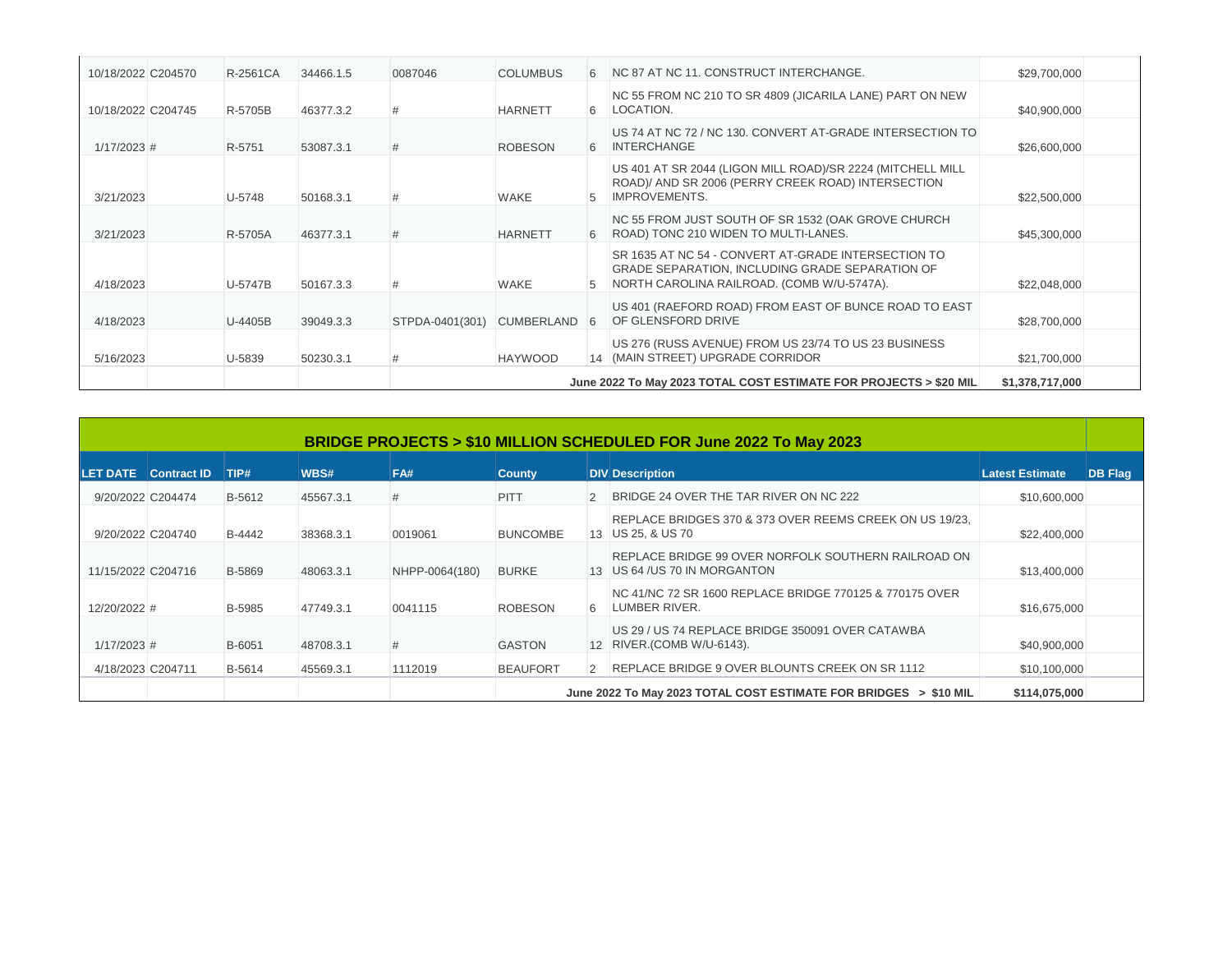| | | | | | | | | | |
|---|---|---|---|---|---|---|---|---|---|
| 10/18/2022 | C204570 | R-2561CA | 34466.1.5 | 0087046 | COLUMBUS | 6 | NC 87 AT NC 11. CONSTRUCT INTERCHANGE. | $29,700,000 | |
| 10/18/2022 | C204745 | R-5705B | 46377.3.2 | # | HARNETT | 6 | NC 55 FROM NC 210 TO SR 4809 (JICARILA LANE) PART ON NEW LOCATION. | $40,900,000 | |
| 1/17/2023 | # | R-5751 | 53087.3.1 | # | ROBESON | 6 | US 74 AT NC 72 / NC 130. CONVERT AT-GRADE INTERSECTION TO INTERCHANGE | $26,600,000 | |
| 3/21/2023 | | U-5748 | 50168.3.1 | # | WAKE | 5 | US 401 AT SR 2044 (LIGON MILL ROAD)/SR 2224 (MITCHELL MILL ROAD)/ AND SR 2006 (PERRY CREEK ROAD) INTERSECTION IMPROVEMENTS. | $22,500,000 | |
| 3/21/2023 | | R-5705A | 46377.3.1 | # | HARNETT | 6 | NC 55 FROM JUST SOUTH OF SR 1532 (OAK GROVE CHURCH ROAD) TONC 210 WIDEN TO MULTI-LANES. | $45,300,000 | |
| 4/18/2023 | | U-5747B | 50167.3.3 | # | WAKE | 5 | SR 1635 AT NC 54 - CONVERT AT-GRADE INTERSECTION TO GRADE SEPARATION, INCLUDING GRADE SEPARATION OF NORTH CAROLINA RAILROAD. (COMB W/U-5747A). | $22,048,000 | |
| 4/18/2023 | | U-4405B | 39049.3.3 | STPDA-0401(301) | CUMBERLAND | 6 | US 401 (RAEFORD ROAD) FROM EAST OF BUNCE ROAD TO EAST OF GLENSFORD DRIVE | $28,700,000 | |
| 5/16/2023 | | U-5839 | 50230.3.1 | # | HAYWOOD | 14 | US 276 (RUSS AVENUE) FROM US 23/74 TO US 23 BUSINESS (MAIN STREET) UPGRADE CORRIDOR | $21,700,000 | |
| | | | | | | | **June 2022 To May 2023 TOTAL COST ESTIMATE FOR PROJECTS > $20 MIL** | **$1,378,717,000** | |

## BRIDGE PROJECTS > $10 MILLION SCHEDULED FOR June 2022 To May 2023

| LET DATE | Contract ID | TIP# | WBS# | FA# | County | DIV | Description | Latest Estimate | DB Flag |
|---|---|---|---|---|---|---|---|---|---|
| 9/20/2022 | C204474 | B-5612 | 45567.3.1 | # | PITT | 2 | BRIDGE 24 OVER THE TAR RIVER ON NC 222 | $10,600,000 | |
| 9/20/2022 | C204740 | B-4442 | 38368.3.1 | 0019061 | BUNCOMBE | 13 | REPLACE BRIDGES 370 & 373 OVER REEMS CREEK ON US 19/23, US 25, & US 70 | $22,400,000 | |
| 11/15/2022 | C204716 | B-5869 | 48063.3.1 | NHPP-0064(180) | BURKE | 13 | REPLACE BRIDGE 99 OVER NORFOLK SOUTHERN RAILROAD ON US 64 /US 70 IN MORGANTON | $13,400,000 | |
| 12/20/2022 | # | B-5985 | 47749.3.1 | 0041115 | ROBESON | 6 | NC 41/NC 72 SR 1600 REPLACE BRIDGE 770125 & 770175 OVER LUMBER RIVER. | $16,675,000 | |
| 1/17/2023 | # | B-6051 | 48708.3.1 | # | GASTON | 12 | US 29 / US 74 REPLACE BRIDGE 350091 OVER CATAWBA RIVER.(COMB W/U-6143). | $40,900,000 | |
| 4/18/2023 | C204711 | B-5614 | 45569.3.1 | 1112019 | BEAUFORT | 2 | REPLACE BRIDGE 9 OVER BLOUNTS CREEK ON SR 1112 | $10,100,000 | |
| | | | | | | | **June 2022 To May 2023 TOTAL COST ESTIMATE FOR BRIDGES > $10 MIL** | **$114,075,000** | |